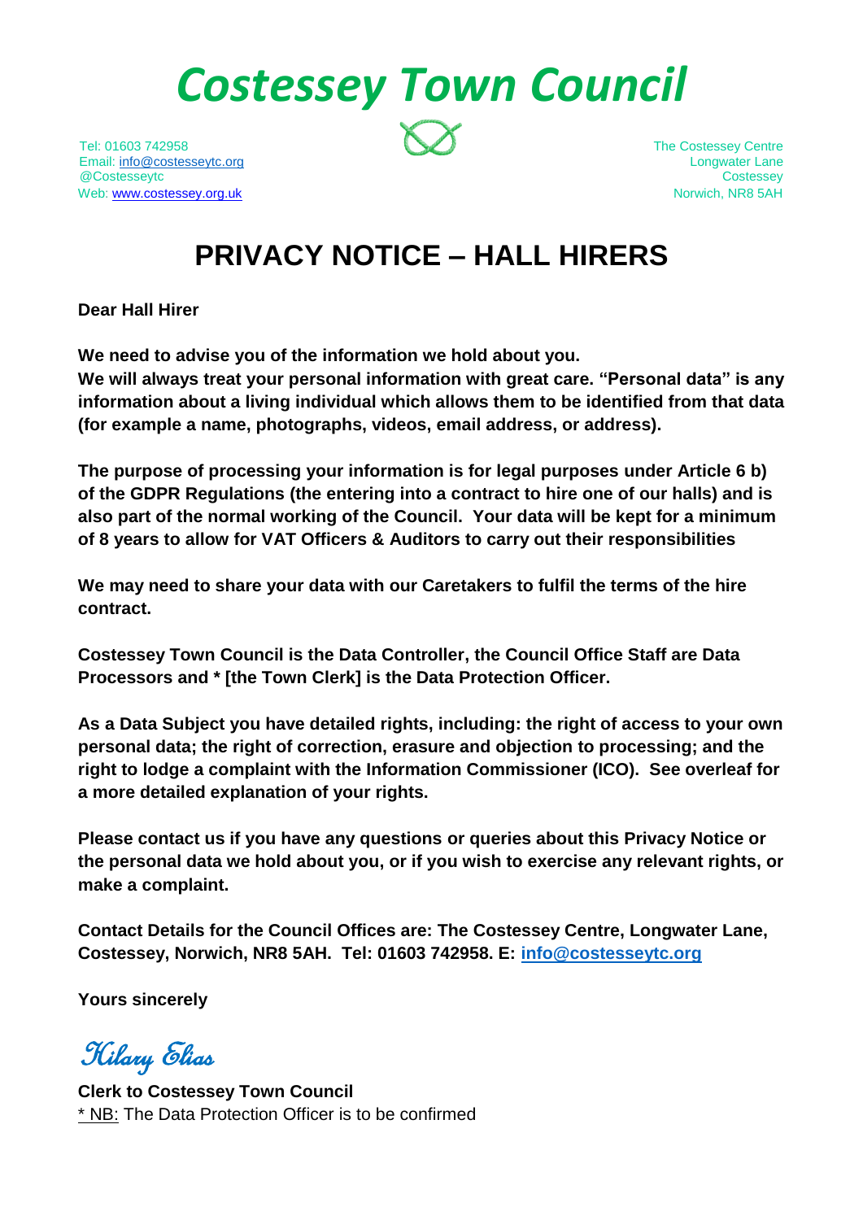# Costessey Town Council

Tel: 01603 742958
Email: info@costesseytc.org
@Costesseytc
Web: www.costessey.org.uk

The Costessey Centre
Longwater Lane
Costessey
Norwich, NR8 5AH

## PRIVACY NOTICE – HALL HIRERS

**Dear Hall Hirer**

**We need to advise you of the information we hold about you.**
**We will always treat your personal information with great care. "Personal data" is any information about a living individual which allows them to be identified from that data (for example a name, photographs, videos, email address, or address).**

**The purpose of processing your information is for legal purposes under Article 6 b) of the GDPR Regulations (the entering into a contract to hire one of our halls) and is also part of the normal working of the Council. Your data will be kept for a minimum of 8 years to allow for VAT Officers & Auditors to carry out their responsibilities**

**We may need to share your data with our Caretakers to fulfil the terms of the hire contract.**

**Costessey Town Council is the Data Controller, the Council Office Staff are Data Processors and * [the Town Clerk] is the Data Protection Officer.**

**As a Data Subject you have detailed rights, including: the right of access to your own personal data; the right of correction, erasure and objection to processing; and the right to lodge a complaint with the Information Commissioner (ICO). See overleaf for a more detailed explanation of your rights.**

**Please contact us if you have any questions or queries about this Privacy Notice or the personal data we hold about you, or if you wish to exercise any relevant rights, or make a complaint.**

**Contact Details for the Council Offices are: The Costessey Centre, Longwater Lane, Costessey, Norwich, NR8 5AH. Tel: 01603 742958. E: info@costesseytc.org**

**Yours sincerely**

*Hilary Elias*

**Clerk to Costessey Town Council**
* NB: The Data Protection Officer is to be confirmed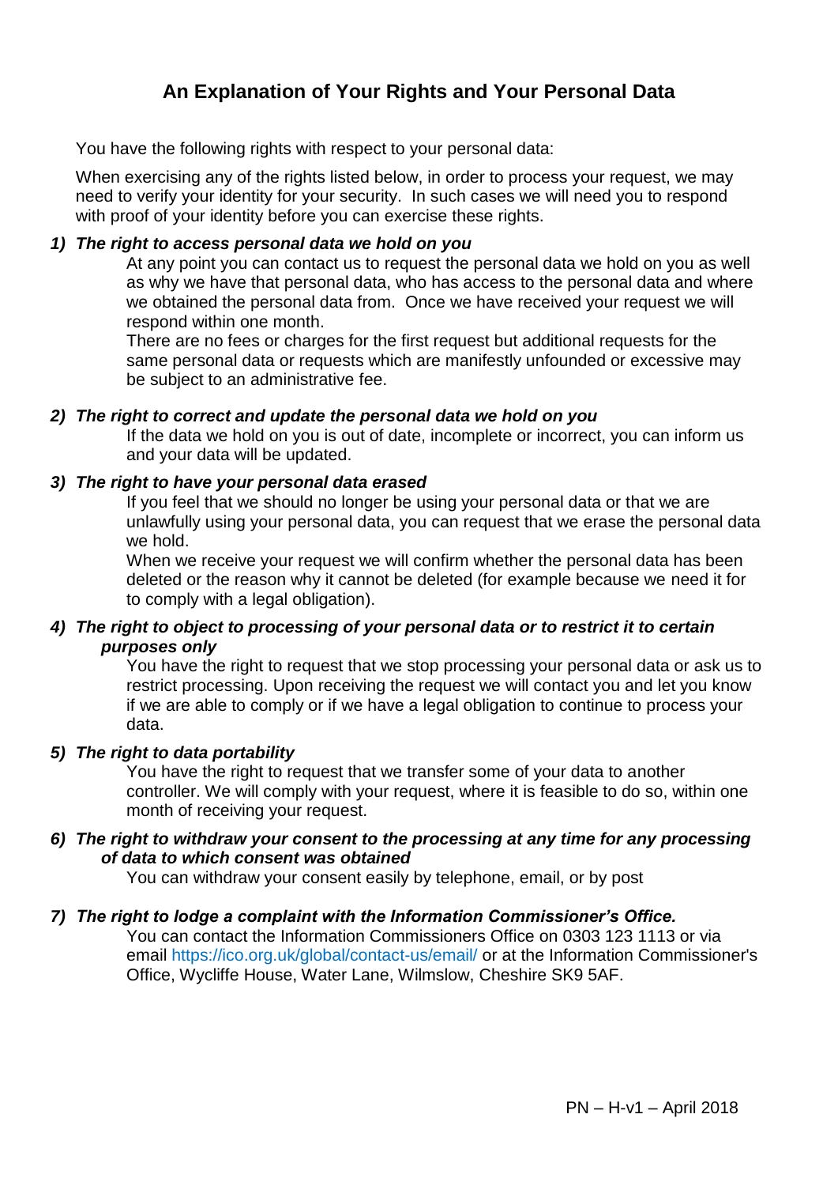# An Explanation of Your Rights and Your Personal Data

You have the following rights with respect to your personal data:

When exercising any of the rights listed below, in order to process your request, we may need to verify your identity for your security. In such cases we will need you to respond with proof of your identity before you can exercise these rights.

1) ***The right to access personal data we hold on you***

   At any point you can contact us to request the personal data we hold on you as well as why we have that personal data, who has access to the personal data and where we obtained the personal data from. Once we have received your request we will respond within one month.

   There are no fees or charges for the first request but additional requests for the same personal data or requests which are manifestly unfounded or excessive may be subject to an administrative fee.

2) ***The right to correct and update the personal data we hold on you***

   If the data we hold on you is out of date, incomplete or incorrect, you can inform us and your data will be updated.

3) ***The right to have your personal data erased***

   If you feel that we should no longer be using your personal data or that we are unlawfully using your personal data, you can request that we erase the personal data we hold.

   When we receive your request we will confirm whether the personal data has been deleted or the reason why it cannot be deleted (for example because we need it for to comply with a legal obligation).

4) ***The right to object to processing of your personal data or to restrict it to certain purposes only***

   You have the right to request that we stop processing your personal data or ask us to restrict processing. Upon receiving the request we will contact you and let you know if we are able to comply or if we have a legal obligation to continue to process your data.

5) ***The right to data portability***

   You have the right to request that we transfer some of your data to another controller. We will comply with your request, where it is feasible to do so, within one month of receiving your request.

6) ***The right to withdraw your consent to the processing at any time for any processing of data to which consent was obtained***

   You can withdraw your consent easily by telephone, email, or by post

7) ***The right to lodge a complaint with the Information Commissioner's Office.***

   You can contact the Information Commissioners Office on 0303 123 1113 or via email https://ico.org.uk/global/contact-us/email/ or at the Information Commissioner's Office, Wycliffe House, Water Lane, Wilmslow, Cheshire SK9 5AF.

PN – H-v1 – April 2018